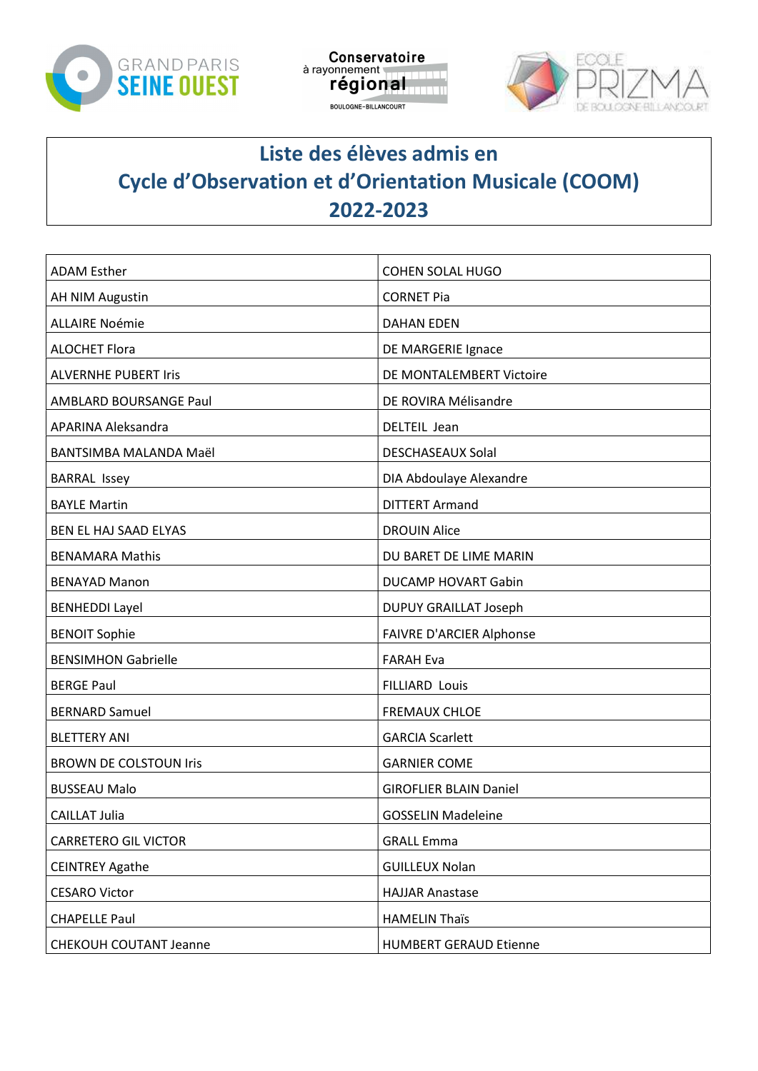Grand Paris Seine Ouest — Conservatoire à rayonnement régional Boulogne-Billancourt — École Prizma de Boulogne-Billancourt

# Liste des élèves admis en Cycle d'Observation et d'Orientation Musicale (COOM) 2022-2023

| | |
|---|---|
| ADAM Esther | COHEN SOLAL HUGO |
| AH NIM Augustin | CORNET Pia |
| ALLAIRE Noémie | DAHAN EDEN |
| ALOCHET Flora | DE MARGERIE Ignace |
| ALVERNHE PUBERT Iris | DE MONTALEMBERT Victoire |
| AMBLARD BOURSANGE Paul | DE ROVIRA Mélisandre |
| APARINA Aleksandra | DELTEIL Jean |
| BANTSIMBA MALANDA Maël | DESCHASEAUX Solal |
| BARRAL Issey | DIA Abdoulaye Alexandre |
| BAYLE Martin | DITTERT Armand |
| BEN EL HAJ SAAD ELYAS | DROUIN Alice |
| BENAMARA Mathis | DU BARET DE LIME MARIN |
| BENAYAD Manon | DUCAMP HOVART Gabin |
| BENHEDDI Layel | DUPUY GRAILLAT Joseph |
| BENOIT Sophie | FAIVRE D'ARCIER Alphonse |
| BENSIMHON Gabrielle | FARAH Eva |
| BERGE Paul | FILLIARD Louis |
| BERNARD Samuel | FREMAUX CHLOE |
| BLETTERY ANI | GARCIA Scarlett |
| BROWN DE COLSTOUN Iris | GARNIER COME |
| BUSSEAU Malo | GIROFLIER BLAIN Daniel |
| CAILLAT Julia | GOSSELIN Madeleine |
| CARRETERO GIL VICTOR | GRALL Emma |
| CEINTREY Agathe | GUILLEUX Nolan |
| CESARO Victor | HAJJAR Anastase |
| CHAPELLE Paul | HAMELIN Thaïs |
| CHEKOUH COUTANT Jeanne | HUMBERT GERAUD Etienne |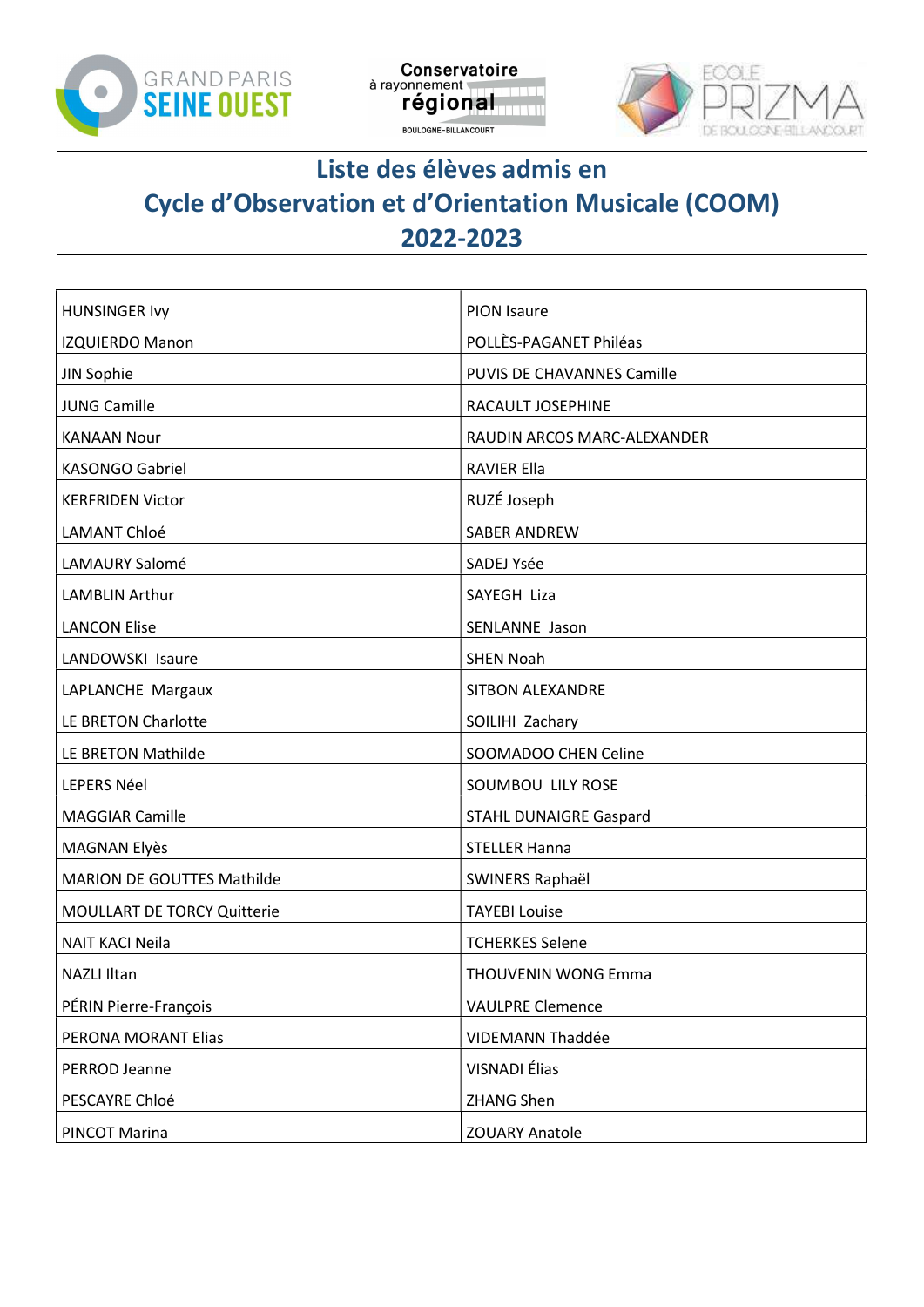# Liste des élèves admis en Cycle d'Observation et d'Orientation Musicale (COOM) 2022-2023

| | |
|---|---|
| HUNSINGER Ivy | PION Isaure |
| IZQUIERDO Manon | POLLÈS-PAGANET Philéas |
| JIN Sophie | PUVIS DE CHAVANNES Camille |
| JUNG Camille | RACAULT JOSEPHINE |
| KANAAN Nour | RAUDIN ARCOS MARC-ALEXANDER |
| KASONGO Gabriel | RAVIER Ella |
| KERFRIDEN Victor | RUZÉ Joseph |
| LAMANT Chloé | SABER ANDREW |
| LAMAURY Salomé | SADEJ Ysée |
| LAMBLIN Arthur | SAYEGH Liza |
| LANCON Elise | SENLANNE Jason |
| LANDOWSKI Isaure | SHEN Noah |
| LAPLANCHE Margaux | SITBON ALEXANDRE |
| LE BRETON Charlotte | SOILIHI Zachary |
| LE BRETON Mathilde | SOOMADOO CHEN Celine |
| LEPERS Néel | SOUMBOU LILY ROSE |
| MAGGIAR Camille | STAHL DUNAIGRE Gaspard |
| MAGNAN Elyès | STELLER Hanna |
| MARION DE GOUTTES Mathilde | SWINERS Raphaël |
| MOULLART DE TORCY Quitterie | TAYEBI Louise |
| NAIT KACI Neila | TCHERKES Selene |
| NAZLI Iltan | THOUVENIN WONG Emma |
| PÉRIN Pierre-François | VAULPRE Clemence |
| PERONA MORANT Elias | VIDEMANN Thaddée |
| PERROD Jeanne | VISNADI Élias |
| PESCAYRE Chloé | ZHANG Shen |
| PINCOT Marina | ZOUARY Anatole |